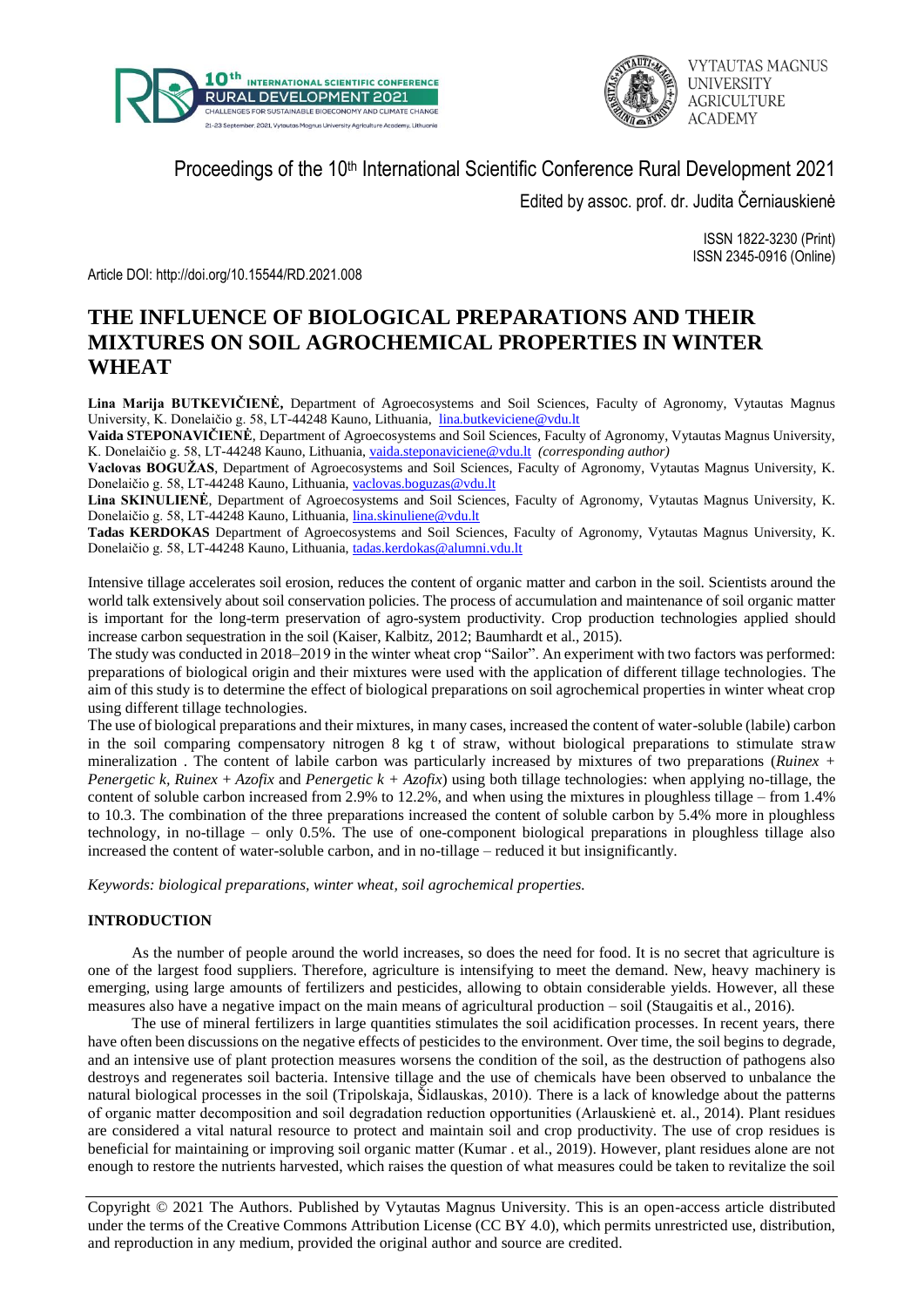Proceedings of the 10th International Scientific Conference Rural Development 2021

Edited by assoc. prof. dr. Judita Černiauskienė

ISSN 1822-3230 (Print)
ISSN 2345-0916 (Online)

Article DOI: http://doi.org/10.15544/RD.2021.008

# THE INFLUENCE OF BIOLOGICAL PREPARATIONS AND THEIR MIXTURES ON SOIL AGROCHEMICAL PROPERTIES IN WINTER WHEAT

**Lina Marija BUTKEVIČIENĖ,** Department of Agroecosystems and Soil Sciences, Faculty of Agronomy, Vytautas Magnus University, K. Donelaičio g. 58, LT-44248 Kauno, Lithuania, lina.butkeviciene@vdu.lt

**Vaida STEPONAVIČIENĖ**, Department of Agroecosystems and Soil Sciences, Faculty of Agronomy, Vytautas Magnus University, K. Donelaičio g. 58, LT-44248 Kauno, Lithuania, vaida.steponaviciene@vdu.lt *(corresponding author)*

**Vaclovas BOGUŽAS**, Department of Agroecosystems and Soil Sciences, Faculty of Agronomy, Vytautas Magnus University, K. Donelaičio g. 58, LT-44248 Kauno, Lithuania, vaclovas.boguzas@vdu.lt

**Lina SKINULIENĖ**, Department of Agroecosystems and Soil Sciences, Faculty of Agronomy, Vytautas Magnus University, K. Donelaičio g. 58, LT-44248 Kauno, Lithuania, lina.skinuliene@vdu.lt

**Tadas KERDOKAS** Department of Agroecosystems and Soil Sciences, Faculty of Agronomy, Vytautas Magnus University, K. Donelaičio g. 58, LT-44248 Kauno, Lithuania, tadas.kerdokas@alumni.vdu.lt

Intensive tillage accelerates soil erosion, reduces the content of organic matter and carbon in the soil. Scientists around the world talk extensively about soil conservation policies. The process of accumulation and maintenance of soil organic matter is important for the long-term preservation of agro-system productivity. Crop production technologies applied should increase carbon sequestration in the soil (Kaiser, Kalbitz, 2012; Baumhardt et al., 2015).

The study was conducted in 2018–2019 in the winter wheat crop "Sailor". An experiment with two factors was performed: preparations of biological origin and their mixtures were used with the application of different tillage technologies. The aim of this study is to determine the effect of biological preparations on soil agrochemical properties in winter wheat crop using different tillage technologies.

The use of biological preparations and their mixtures, in many cases, increased the content of water-soluble (labile) carbon in the soil comparing compensatory nitrogen 8 kg t of straw, without biological preparations to stimulate straw mineralization . The content of labile carbon was particularly increased by mixtures of two preparations (*Ruinex* + *Penergetic k*, *Ruinex* + *Azofix* and *Penergetic k* + *Azofix*) using both tillage technologies: when applying no-tillage, the content of soluble carbon increased from 2.9% to 12.2%, and when using the mixtures in ploughless tillage – from 1.4% to 10.3. The combination of the three preparations increased the content of soluble carbon by 5.4% more in ploughless technology, in no-tillage – only 0.5%. The use of one-component biological preparations in ploughless tillage also increased the content of water-soluble carbon, and in no-tillage – reduced it but insignificantly.

*Keywords: biological preparations, winter wheat, soil agrochemical properties.*

## INTRODUCTION

As the number of people around the world increases, so does the need for food. It is no secret that agriculture is one of the largest food suppliers. Therefore, agriculture is intensifying to meet the demand. New, heavy machinery is emerging, using large amounts of fertilizers and pesticides, allowing to obtain considerable yields. However, all these measures also have a negative impact on the main means of agricultural production – soil (Staugaitis et al., 2016).

The use of mineral fertilizers in large quantities stimulates the soil acidification processes. In recent years, there have often been discussions on the negative effects of pesticides to the environment. Over time, the soil begins to degrade, and an intensive use of plant protection measures worsens the condition of the soil, as the destruction of pathogens also destroys and regenerates soil bacteria. Intensive tillage and the use of chemicals have been observed to unbalance the natural biological processes in the soil (Tripolskaja, Šidlauskas, 2010). There is a lack of knowledge about the patterns of organic matter decomposition and soil degradation reduction opportunities (Arlauskienė et. al., 2014). Plant residues are considered a vital natural resource to protect and maintain soil and crop productivity. The use of crop residues is beneficial for maintaining or improving soil organic matter (Kumar . et al., 2019). However, plant residues alone are not enough to restore the nutrients harvested, which raises the question of what measures could be taken to revitalize the soil

Copyright © 2021 The Authors. Published by Vytautas Magnus University. This is an open-access article distributed under the terms of the Creative Commons Attribution License (CC BY 4.0), which permits unrestricted use, distribution, and reproduction in any medium, provided the original author and source are credited.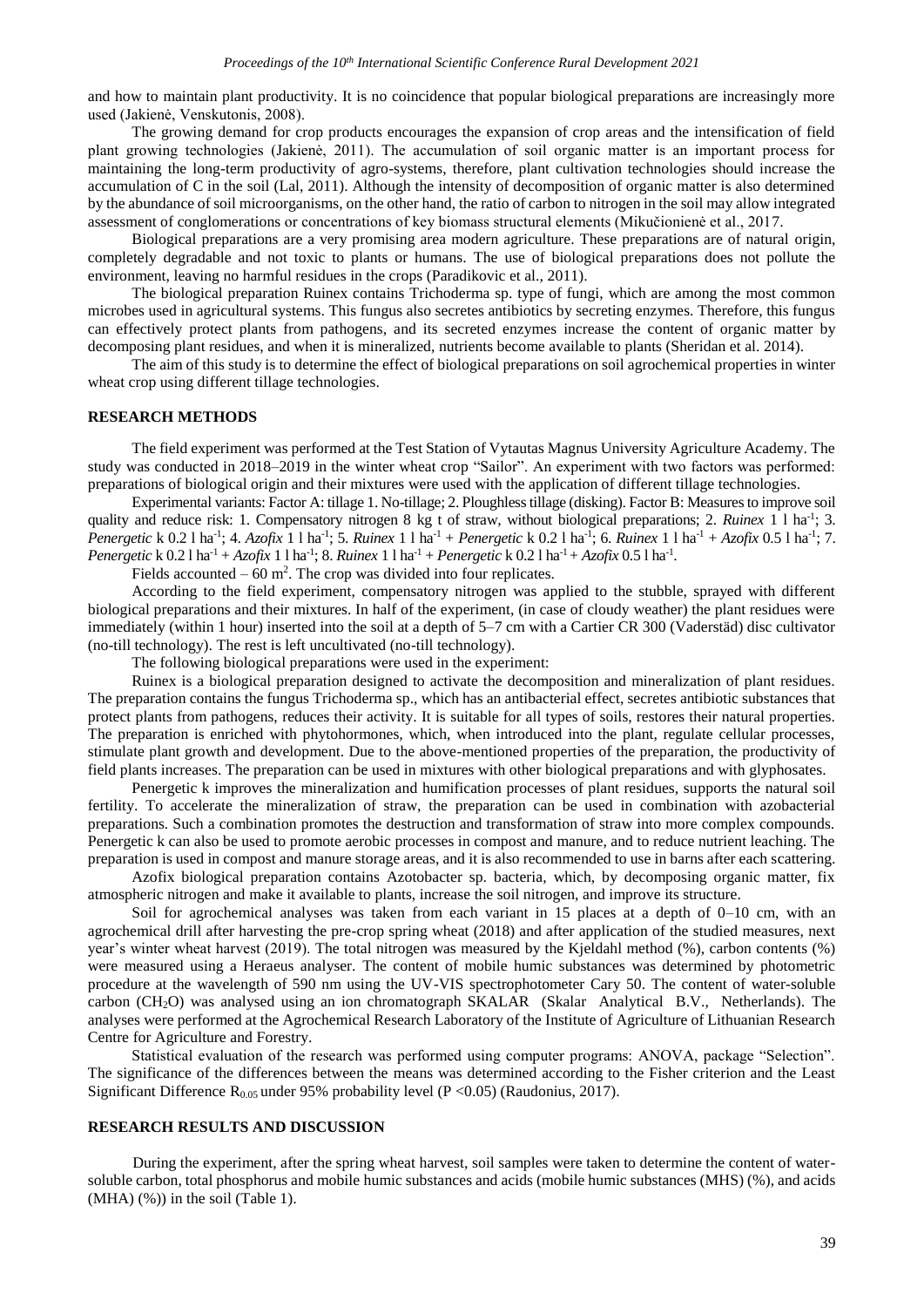and how to maintain plant productivity. It is no coincidence that popular biological preparations are increasingly more used (Jakienė, Venskutonis, 2008).

The growing demand for crop products encourages the expansion of crop areas and the intensification of field plant growing technologies (Jakienė, 2011). The accumulation of soil organic matter is an important process for maintaining the long-term productivity of agro-systems, therefore, plant cultivation technologies should increase the accumulation of C in the soil (Lal, 2011). Although the intensity of decomposition of organic matter is also determined by the abundance of soil microorganisms, on the other hand, the ratio of carbon to nitrogen in the soil may allow integrated assessment of conglomerations or concentrations of key biomass structural elements (Mikučionienė et al., 2017.

Biological preparations are a very promising area modern agriculture. These preparations are of natural origin, completely degradable and not toxic to plants or humans. The use of biological preparations does not pollute the environment, leaving no harmful residues in the crops (Paradikovic et al., 2011).

The biological preparation Ruinex contains Trichoderma sp. type of fungi, which are among the most common microbes used in agricultural systems. This fungus also secretes antibiotics by secreting enzymes. Therefore, this fungus can effectively protect plants from pathogens, and its secreted enzymes increase the content of organic matter by decomposing plant residues, and when it is mineralized, nutrients become available to plants (Sheridan et al. 2014).

The aim of this study is to determine the effect of biological preparations on soil agrochemical properties in winter wheat crop using different tillage technologies.

## RESEARCH METHODS

The field experiment was performed at the Test Station of Vytautas Magnus University Agriculture Academy. The study was conducted in 2018–2019 in the winter wheat crop "Sailor". An experiment with two factors was performed: preparations of biological origin and their mixtures were used with the application of different tillage technologies.

Experimental variants: Factor A: tillage 1. No-tillage; 2. Ploughless tillage (disking). Factor B: Measures to improve soil quality and reduce risk: 1. Compensatory nitrogen 8 kg t of straw, without biological preparations; 2. *Ruinex* 1 l ha$^{-1}$; 3. *Penergetic* k 0.2 l ha$^{-1}$; 4. *Azofix* 1 l ha$^{-1}$; 5. *Ruinex* 1 l ha$^{-1}$ + *Penergetic* k 0.2 l ha$^{-1}$; 6. *Ruinex* 1 l ha$^{-1}$ + *Azofix* 0.5 l ha$^{-1}$; 7. *Penergetic* k 0.2 l ha$^{-1}$ + *Azofix* 1 l ha$^{-1}$; 8. *Ruinex* 1 l ha$^{-1}$ + *Penergetic* k 0.2 l ha$^{-1}$ + *Azofix* 0.5 l ha$^{-1}$.

Fields accounted – 60 m$^2$. The crop was divided into four replicates.

According to the field experiment, compensatory nitrogen was applied to the stubble, sprayed with different biological preparations and their mixtures. In half of the experiment, (in case of cloudy weather) the plant residues were immediately (within 1 hour) inserted into the soil at a depth of 5–7 cm with a Cartier CR 300 (Vaderstäd) disc cultivator (no-till technology). The rest is left uncultivated (no-till technology).

The following biological preparations were used in the experiment:

Ruinex is a biological preparation designed to activate the decomposition and mineralization of plant residues. The preparation contains the fungus Trichoderma sp., which has an antibacterial effect, secretes antibiotic substances that protect plants from pathogens, reduces their activity. It is suitable for all types of soils, restores their natural properties. The preparation is enriched with phytohormones, which, when introduced into the plant, regulate cellular processes, stimulate plant growth and development. Due to the above-mentioned properties of the preparation, the productivity of field plants increases. The preparation can be used in mixtures with other biological preparations and with glyphosates.

Penergetic k improves the mineralization and humification processes of plant residues, supports the natural soil fertility. To accelerate the mineralization of straw, the preparation can be used in combination with azobacterial preparations. Such a combination promotes the destruction and transformation of straw into more complex compounds. Penergetic k can also be used to promote aerobic processes in compost and manure, and to reduce nutrient leaching. The preparation is used in compost and manure storage areas, and it is also recommended to use in barns after each scattering.

Azofix biological preparation contains Azotobacter sp. bacteria, which, by decomposing organic matter, fix atmospheric nitrogen and make it available to plants, increase the soil nitrogen, and improve its structure.

Soil for agrochemical analyses was taken from each variant in 15 places at a depth of 0–10 cm, with an agrochemical drill after harvesting the pre-crop spring wheat (2018) and after application of the studied measures, next year's winter wheat harvest (2019). The total nitrogen was measured by the Kjeldahl method (%), carbon contents (%) were measured using a Heraeus analyser. The content of mobile humic substances was determined by photometric procedure at the wavelength of 590 nm using the UV-VIS spectrophotometer Cary 50. The content of water-soluble carbon ($CH_2O$) was analysed using an ion chromatograph SKALAR (Skalar Analytical B.V., Netherlands). The analyses were performed at the Agrochemical Research Laboratory of the Institute of Agriculture of Lithuanian Research Centre for Agriculture and Forestry.

Statistical evaluation of the research was performed using computer programs: ANOVA, package "Selection". The significance of the differences between the means was determined according to the Fisher criterion and the Least Significant Difference $R_{0.05}$ under 95% probability level ($P < 0.05$) (Raudonius, 2017).

## RESEARCH RESULTS AND DISCUSSION

During the experiment, after the spring wheat harvest, soil samples were taken to determine the content of water-soluble carbon, total phosphorus and mobile humic substances and acids (mobile humic substances (MHS) (%), and acids (MHA) (%)) in the soil (Table 1).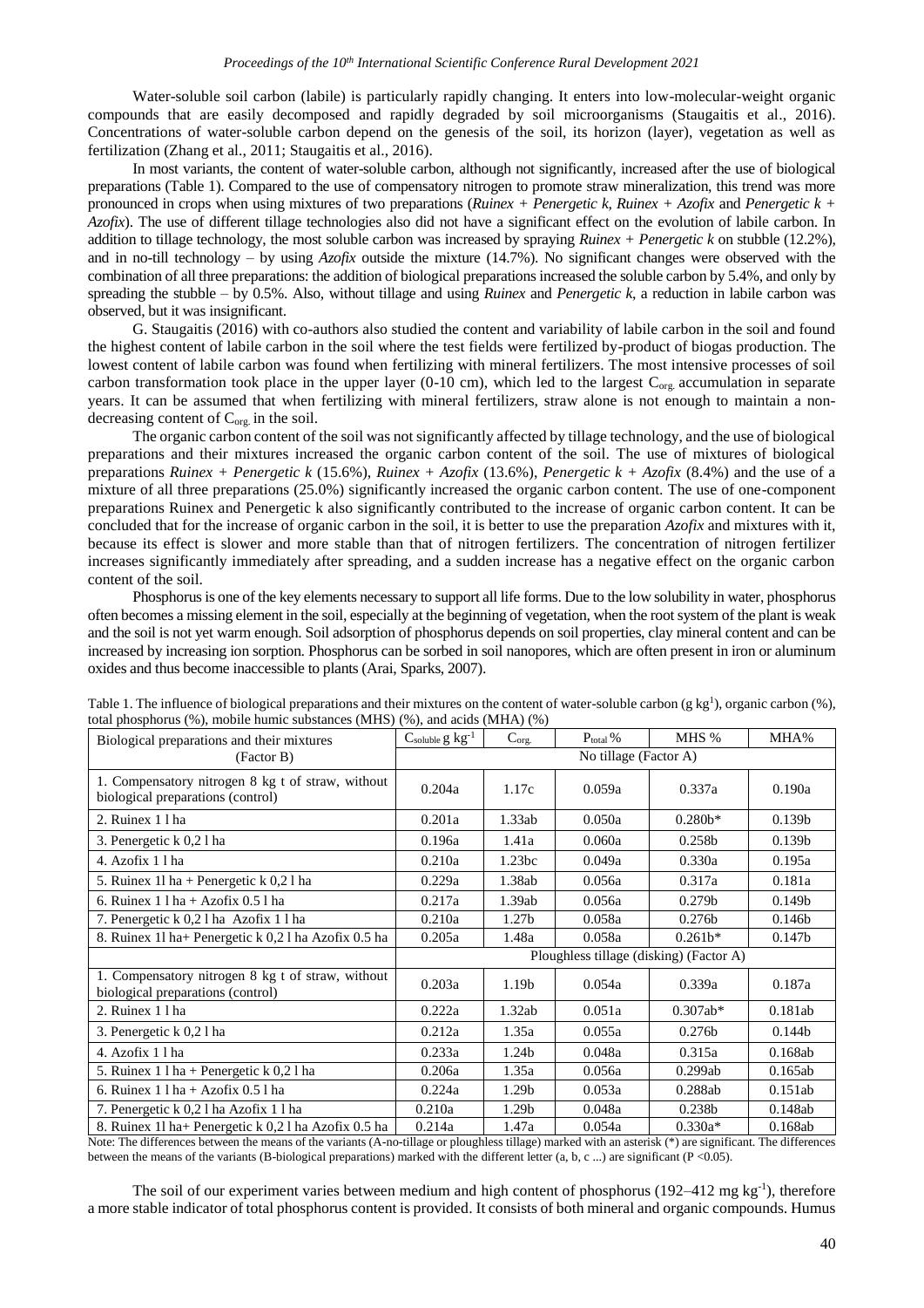Water-soluble soil carbon (labile) is particularly rapidly changing. It enters into low-molecular-weight organic compounds that are easily decomposed and rapidly degraded by soil microorganisms (Staugaitis et al., 2016). Concentrations of water-soluble carbon depend on the genesis of the soil, its horizon (layer), vegetation as well as fertilization (Zhang et al., 2011; Staugaitis et al., 2016).

In most variants, the content of water-soluble carbon, although not significantly, increased after the use of biological preparations (Table 1). Compared to the use of compensatory nitrogen to promote straw mineralization, this trend was more pronounced in crops when using mixtures of two preparations (*Ruinex + Penergetic k*, *Ruinex + Azofix* and *Penergetic k + Azofix*). The use of different tillage technologies also did not have a significant effect on the evolution of labile carbon. In addition to tillage technology, the most soluble carbon was increased by spraying *Ruinex + Penergetic k* on stubble (12.2%), and in no-till technology – by using *Azofix* outside the mixture (14.7%). No significant changes were observed with the combination of all three preparations: the addition of biological preparations increased the soluble carbon by 5.4%, and only by spreading the stubble – by 0.5%. Also, without tillage and using *Ruinex* and *Penergetic k*, a reduction in labile carbon was observed, but it was insignificant.

G. Staugaitis (2016) with co-authors also studied the content and variability of labile carbon in the soil and found the highest content of labile carbon in the soil where the test fields were fertilized by-product of biogas production. The lowest content of labile carbon was found when fertilizing with mineral fertilizers. The most intensive processes of soil carbon transformation took place in the upper layer (0-10 cm), which led to the largest $C_{org.}$ accumulation in separate years. It can be assumed that when fertilizing with mineral fertilizers, straw alone is not enough to maintain a non-decreasing content of $C_{org.}$ in the soil.

The organic carbon content of the soil was not significantly affected by tillage technology, and the use of biological preparations and their mixtures increased the organic carbon content of the soil. The use of mixtures of biological preparations *Ruinex + Penergetic k* (15.6%), *Ruinex + Azofix* (13.6%), *Penergetic k + Azofix* (8.4%) and the use of a mixture of all three preparations (25.0%) significantly increased the organic carbon content. The use of one-component preparations Ruinex and Penergetic k also significantly contributed to the increase of organic carbon content. It can be concluded that for the increase of organic carbon in the soil, it is better to use the preparation *Azofix* and mixtures with it, because its effect is slower and more stable than that of nitrogen fertilizers. The concentration of nitrogen fertilizer increases significantly immediately after spreading, and a sudden increase has a negative effect on the organic carbon content of the soil.

Phosphorus is one of the key elements necessary to support all life forms. Due to the low solubility in water, phosphorus often becomes a missing element in the soil, especially at the beginning of vegetation, when the root system of the plant is weak and the soil is not yet warm enough. Soil adsorption of phosphorus depends on soil properties, clay mineral content and can be increased by increasing ion sorption. Phosphorus can be sorbed in soil nanopores, which are often present in iron or aluminum oxides and thus become inaccessible to plants (Arai, Sparks, 2007).

Table 1. The influence of biological preparations and their mixtures on the content of water-soluble carbon (g kg$^{1}$), organic carbon (%), total phosphorus (%), mobile humic substances (MHS) (%), and acids (MHA) (%)

| Biological preparations and their mixtures (Factor B) | $C_{soluble}$ g kg$^{-1}$ | $C_{org.}$ | $P_{total}$ % | MHS % | MHA% |
|---|---|---|---|---|---|
| | No tillage (Factor A) | | | | |
| 1. Compensatory nitrogen 8 kg t of straw, without biological preparations (control) | 0.204a | 1.17c | 0.059a | 0.337a | 0.190a |
| 2. Ruinex 1 l ha | 0.201a | 1.33ab | 0.050a | 0.280b* | 0.139b |
| 3. Penergetic k 0,2 l ha | 0.196a | 1.41a | 0.060a | 0.258b | 0.139b |
| 4. Azofix 1 l ha | 0.210a | 1.23bc | 0.049a | 0.330a | 0.195a |
| 5. Ruinex 1l ha + Penergetic k 0,2 l ha | 0.229a | 1.38ab | 0.056a | 0.317a | 0.181a |
| 6. Ruinex 1 l ha + Azofix 0.5 l ha | 0.217a | 1.39ab | 0.056a | 0.279b | 0.149b |
| 7. Penergetic k 0,2 l ha Azofix 1 l ha | 0.210a | 1.27b | 0.058a | 0.276b | 0.146b |
| 8. Ruinex 1l ha+ Penergetic k 0,2 l ha Azofix 0.5 ha | 0.205a | 1.48a | 0.058a | 0.261b* | 0.147b |
| | Ploughless tillage (disking) (Factor A) | | | | |
| 1. Compensatory nitrogen 8 kg t of straw, without biological preparations (control) | 0.203a | 1.19b | 0.054a | 0.339a | 0.187a |
| 2. Ruinex 1 l ha | 0.222a | 1.32ab | 0.051a | 0.307ab* | 0.181ab |
| 3. Penergetic k 0,2 l ha | 0.212a | 1.35a | 0.055a | 0.276b | 0.144b |
| 4. Azofix 1 l ha | 0.233a | 1.24b | 0.048a | 0.315a | 0.168ab |
| 5. Ruinex 1 l ha + Penergetic k 0,2 l ha | 0.206a | 1.35a | 0.056a | 0.299ab | 0.165ab |
| 6. Ruinex 1 l ha + Azofix 0.5 l ha | 0.224a | 1.29b | 0.053a | 0.288ab | 0.151ab |
| 7. Penergetic k 0,2 l ha Azofix 1 l ha | 0.210a | 1.29b | 0.048a | 0.238b | 0.148ab |
| 8. Ruinex 1l ha+ Penergetic k 0,2 l ha Azofix 0.5 ha | 0.214a | 1.47a | 0.054a | 0.330a* | 0.168ab |

Note: The differences between the means of the variants (A-no-tillage or ploughless tillage) marked with an asterisk (*) are significant. The differences between the means of the variants (B-biological preparations) marked with the different letter (a, b, c ...) are significant ($P < 0.05$).

The soil of our experiment varies between medium and high content of phosphorus (192–412 mg kg$^{-1}$), therefore a more stable indicator of total phosphorus content is provided. It consists of both mineral and organic compounds. Humus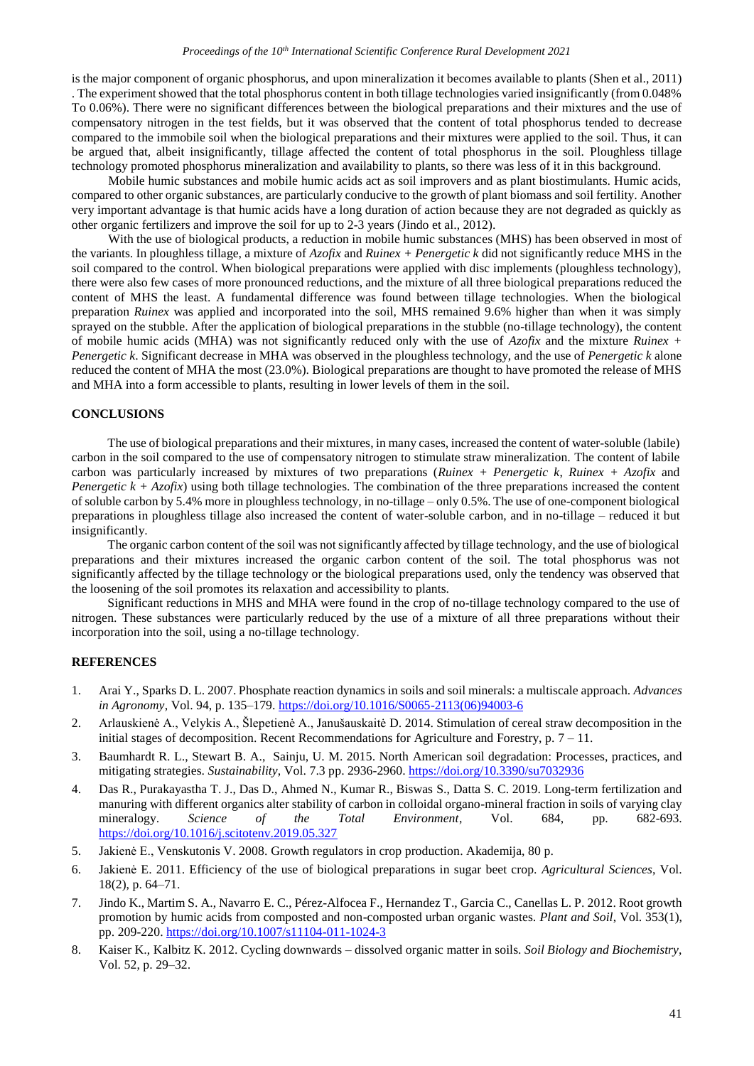is the major component of organic phosphorus, and upon mineralization it becomes available to plants (Shen et al., 2011) . The experiment showed that the total phosphorus content in both tillage technologies varied insignificantly (from 0.048% To 0.06%). There were no significant differences between the biological preparations and their mixtures and the use of compensatory nitrogen in the test fields, but it was observed that the content of total phosphorus tended to decrease compared to the immobile soil when the biological preparations and their mixtures were applied to the soil. Thus, it can be argued that, albeit insignificantly, tillage affected the content of total phosphorus in the soil. Ploughless tillage technology promoted phosphorus mineralization and availability to plants, so there was less of it in this background.

Mobile humic substances and mobile humic acids act as soil improvers and as plant biostimulants. Humic acids, compared to other organic substances, are particularly conducive to the growth of plant biomass and soil fertility. Another very important advantage is that humic acids have a long duration of action because they are not degraded as quickly as other organic fertilizers and improve the soil for up to 2-3 years (Jindo et al., 2012).

With the use of biological products, a reduction in mobile humic substances (MHS) has been observed in most of the variants. In ploughless tillage, a mixture of *Azofix* and *Ruinex* + *Penergetic k* did not significantly reduce MHS in the soil compared to the control. When biological preparations were applied with disc implements (ploughless technology), there were also few cases of more pronounced reductions, and the mixture of all three biological preparations reduced the content of MHS the least. A fundamental difference was found between tillage technologies. When the biological preparation *Ruinex* was applied and incorporated into the soil, MHS remained 9.6% higher than when it was simply sprayed on the stubble. After the application of biological preparations in the stubble (no-tillage technology), the content of mobile humic acids (MHA) was not significantly reduced only with the use of *Azofix* and the mixture *Ruinex* + *Penergetic k*. Significant decrease in MHA was observed in the ploughless technology, and the use of *Penergetic k* alone reduced the content of MHA the most (23.0%). Biological preparations are thought to have promoted the release of MHS and MHA into a form accessible to plants, resulting in lower levels of them in the soil.

## CONCLUSIONS

The use of biological preparations and their mixtures, in many cases, increased the content of water-soluble (labile) carbon in the soil compared to the use of compensatory nitrogen to stimulate straw mineralization. The content of labile carbon was particularly increased by mixtures of two preparations (*Ruinex* + *Penergetic k*, *Ruinex* + *Azofix* and *Penergetic k* + *Azofix*) using both tillage technologies. The combination of the three preparations increased the content of soluble carbon by 5.4% more in ploughless technology, in no-tillage – only 0.5%. The use of one-component biological preparations in ploughless tillage also increased the content of water-soluble carbon, and in no-tillage – reduced it but insignificantly.

The organic carbon content of the soil was not significantly affected by tillage technology, and the use of biological preparations and their mixtures increased the organic carbon content of the soil. The total phosphorus was not significantly affected by the tillage technology or the biological preparations used, only the tendency was observed that the loosening of the soil promotes its relaxation and accessibility to plants.

Significant reductions in MHS and MHA were found in the crop of no-tillage technology compared to the use of nitrogen. These substances were particularly reduced by the use of a mixture of all three preparations without their incorporation into the soil, using a no-tillage technology.

## REFERENCES

1. Arai Y., Sparks D. L. 2007. Phosphate reaction dynamics in soils and soil minerals: a multiscale approach. *Advances in Agronomy*, Vol. 94, p. 135–179. https://doi.org/10.1016/S0065-2113(06)94003-6
2. Arlauskienė A., Velykis A., Šlepetienė A., Janušauskaitė D. 2014. Stimulation of cereal straw decomposition in the initial stages of decomposition. Recent Recommendations for Agriculture and Forestry, p. 7 – 11.
3. Baumhardt R. L., Stewart B. A., Sainju, U. M. 2015. North American soil degradation: Processes, practices, and mitigating strategies. *Sustainability*, Vol. 7.3 pp. 2936-2960. https://doi.org/10.3390/su7032936
4. Das R., Purakayastha T. J., Das D., Ahmed N., Kumar R., Biswas S., Datta S. C. 2019. Long-term fertilization and manuring with different organics alter stability of carbon in colloidal organo-mineral fraction in soils of varying clay mineralogy. *Science of the Total Environment*, Vol. 684, pp. 682-693. https://doi.org/10.1016/j.scitotenv.2019.05.327
5. Jakienė E., Venskutonis V. 2008. Growth regulators in crop production. Akademija, 80 p.
6. Jakienė E. 2011. Efficiency of the use of biological preparations in sugar beet crop. *Agricultural Sciences*, Vol. 18(2), p. 64–71.
7. Jindo K., Martim S. A., Navarro E. C., Pérez-Alfocea F., Hernandez T., Garcia C., Canellas L. P. 2012. Root growth promotion by humic acids from composted and non-composted urban organic wastes. *Plant and Soil*, Vol. 353(1), pp. 209-220. https://doi.org/10.1007/s11104-011-1024-3
8. Kaiser K., Kalbitz K. 2012. Cycling downwards – dissolved organic matter in soils. *Soil Biology and Biochemistry*, Vol. 52, p. 29–32.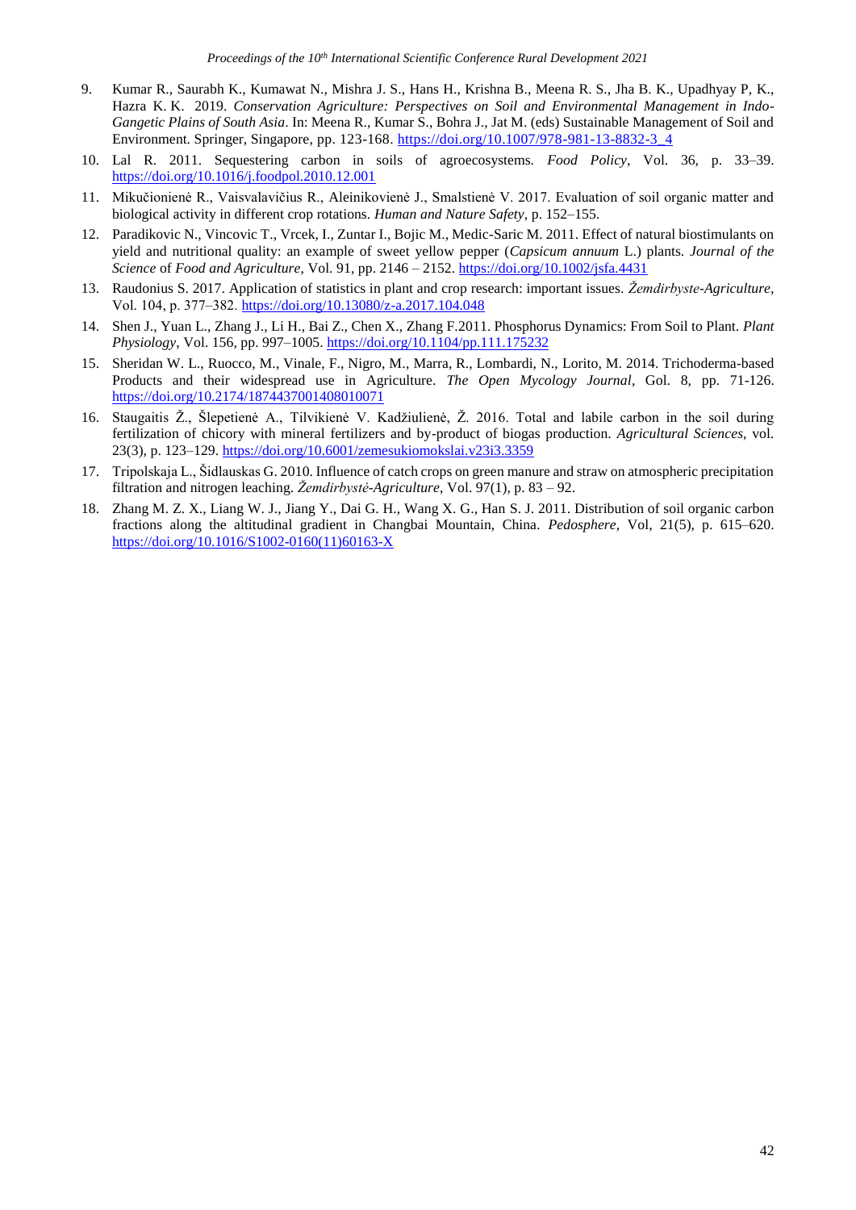9. Kumar R., Saurabh K., Kumawat N., Mishra J. S., Hans H., Krishna B., Meena R. S., Jha B. K., Upadhyay P, K., Hazra K. K. 2019. *Conservation Agriculture: Perspectives on Soil and Environmental Management in Indo-Gangetic Plains of South Asia*. In: Meena R., Kumar S., Bohra J., Jat M. (eds) Sustainable Management of Soil and Environment. Springer, Singapore, pp. 123-168. https://doi.org/10.1007/978-981-13-8832-3_4
10. Lal R. 2011. Sequestering carbon in soils of agroecosystems. *Food Policy*, Vol. 36, p. 33–39. https://doi.org/10.1016/j.foodpol.2010.12.001
11. Mikučionienė R., Vaisvalavičius R., Aleinikovienė J., Smalstienė V. 2017. Evaluation of soil organic matter and biological activity in different crop rotations. *Human and Nature Safety*, p. 152–155.
12. Paradikovic N., Vincovic T., Vrcek, I., Zuntar I., Bojic M., Medic-Saric M. 2011. Effect of natural biostimulants on yield and nutritional quality: an example of sweet yellow pepper (*Capsicum annuum* L.) plants. *Journal of the Science* of *Food and Agriculture*, Vol. 91, pp. 2146 – 2152. https://doi.org/10.1002/jsfa.4431
13. Raudonius S. 2017. Application of statistics in plant and crop research: important issues. *Žemdirbyste-Agriculture*, Vol. 104, p. 377–382. https://doi.org/10.13080/z-a.2017.104.048
14. Shen J., Yuan L., Zhang J., Li H., Bai Z., Chen X., Zhang F.2011. Phosphorus Dynamics: From Soil to Plant. *Plant Physiology*, Vol. 156, pp. 997–1005. https://doi.org/10.1104/pp.111.175232
15. Sheridan W. L., Ruocco, M., Vinale, F., Nigro, M., Marra, R., Lombardi, N., Lorito, M. 2014. Trichoderma-based Products and their widespread use in Agriculture. *The Open Mycology Journal*, Gol. 8, pp. 71-126. https://doi.org/10.2174/1874437001408010071
16. Staugaitis Ž., Šlepetienė A., Tilvikienė V. Kadžiulienė, Ž. 2016. Total and labile carbon in the soil during fertilization of chicory with mineral fertilizers and by-product of biogas production. *Agricultural Sciences*, vol. 23(3), p. 123–129. https://doi.org/10.6001/zemesukiomokslai.v23i3.3359
17. Tripolskaja L., Šidlauskas G. 2010. Influence of catch crops on green manure and straw on atmospheric precipitation filtration and nitrogen leaching. *Žemdirbystė-Agriculture*, Vol. 97(1), p. 83 – 92.
18. Zhang M. Z. X., Liang W. J., Jiang Y., Dai G. H., Wang X. G., Han S. J. 2011. Distribution of soil organic carbon fractions along the altitudinal gradient in Changbai Mountain, China. *Pedosphere*, Vol, 21(5), p. 615–620. https://doi.org/10.1016/S1002-0160(11)60163-X